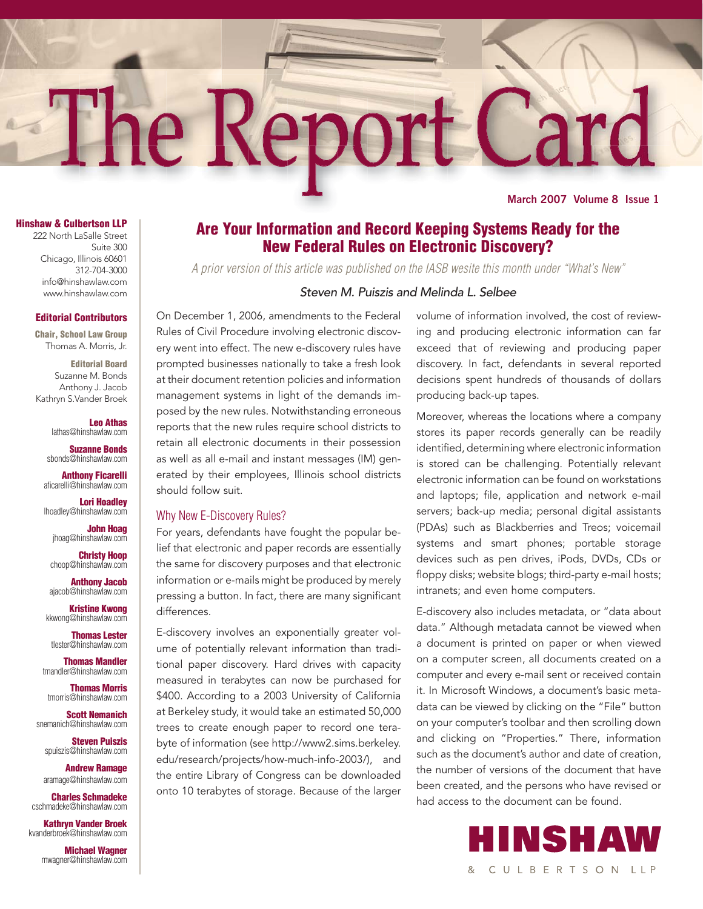# The Report Card

**March 2007 Volume 8 Issue 1**

**Hinshaw & Culbertson LLP**
222 North LaSalle Street
Suite 300
Chicago, Illinois 60601
312-704-3000
info@hinshawlaw.com
www.hinshawlaw.com

**Editorial Contributors**

**Chair, School Law Group**
Thomas A. Morris, Jr.

**Editorial Board**
Suzanne M. Bonds
Anthony J. Jacob
Kathryn S.Vander Broek

**Leo Athas**
lathas@hinshawlaw.com

**Suzanne Bonds**
sbonds@hinshawlaw.com

**Anthony Ficarelli**
aficarelli@hinshawlaw.com

**Lori Hoadley**
lhoadley@hinshawlaw.com

**John Hoag**
jhoag@hinshawlaw.com

**Christy Hoop**
choop@hinshawlaw.com

**Anthony Jacob**
ajacob@hinshawlaw.com

**Kristine Kwong**
kkwong@hinshawlaw.com

**Thomas Lester**
tlester@hinshawlaw.com

**Thomas Mandler**
tmandler@hinshawlaw.com

**Thomas Morris**
tmorris@hinshawlaw.com

**Scott Nemanich**
snemanich@hinshawlaw.com

**Steven Puiszis**
spuiszis@hinshawlaw.com

**Andrew Ramage**
aramage@hinshawlaw.com

**Charles Schmadeke**
cschmadeke@hinshawlaw.com

**Kathryn Vander Broek**
kvanderbroek@hinshawlaw.com

**Michael Wagner**
mwagner@hinshawlaw.com

## Are Your Information and Record Keeping Systems Ready for the New Federal Rules on Electronic Discovery?

*A prior version of this article was published on the IASB wesite this month under "What's New"*

*Steven M. Puiszis and Melinda L. Selbee*

On December 1, 2006, amendments to the Federal Rules of Civil Procedure involving electronic discovery went into effect. The new e-discovery rules have prompted businesses nationally to take a fresh look at their document retention policies and information management systems in light of the demands imposed by the new rules. Notwithstanding erroneous reports that the new rules require school districts to retain all electronic documents in their possession as well as all e-mail and instant messages (IM) generated by their employees, Illinois school districts should follow suit.

### Why New E-Discovery Rules?

For years, defendants have fought the popular belief that electronic and paper records are essentially the same for discovery purposes and that electronic information or e-mails might be produced by merely pressing a button. In fact, there are many significant differences.

E-discovery involves an exponentially greater volume of potentially relevant information than traditional paper discovery. Hard drives with capacity measured in terabytes can now be purchased for $400. According to a 2003 University of California at Berkeley study, it would take an estimated 50,000 trees to create enough paper to record one terabyte of information (see http://www2.sims.berkeley.edu/research/projects/how-much-info-2003/), and the entire Library of Congress can be downloaded onto 10 terabytes of storage. Because of the larger volume of information involved, the cost of reviewing and producing electronic information can far exceed that of reviewing and producing paper discovery. In fact, defendants in several reported decisions spent hundreds of thousands of dollars producing back-up tapes.

Moreover, whereas the locations where a company stores its paper records generally can be readily identified, determining where electronic information is stored can be challenging. Potentially relevant electronic information can be found on workstations and laptops; file, application and network e-mail servers; back-up media; personal digital assistants (PDAs) such as Blackberries and Treos; voicemail systems and smart phones; portable storage devices such as pen drives, iPods, DVDs, CDs or floppy disks; website blogs; third-party e-mail hosts; intranets; and even home computers.

E-discovery also includes metadata, or "data about data." Although metadata cannot be viewed when a document is printed on paper or when viewed on a computer screen, all documents created on a computer and every e-mail sent or received contain it. In Microsoft Windows, a document's basic metadata can be viewed by clicking on the "File" button on your computer's toolbar and then scrolling down and clicking on "Properties." There, information such as the document's author and date of creation, the number of versions of the document that have been created, and the persons who have revised or had access to the document can be found.

HINSHAW & CULBERTSON LLP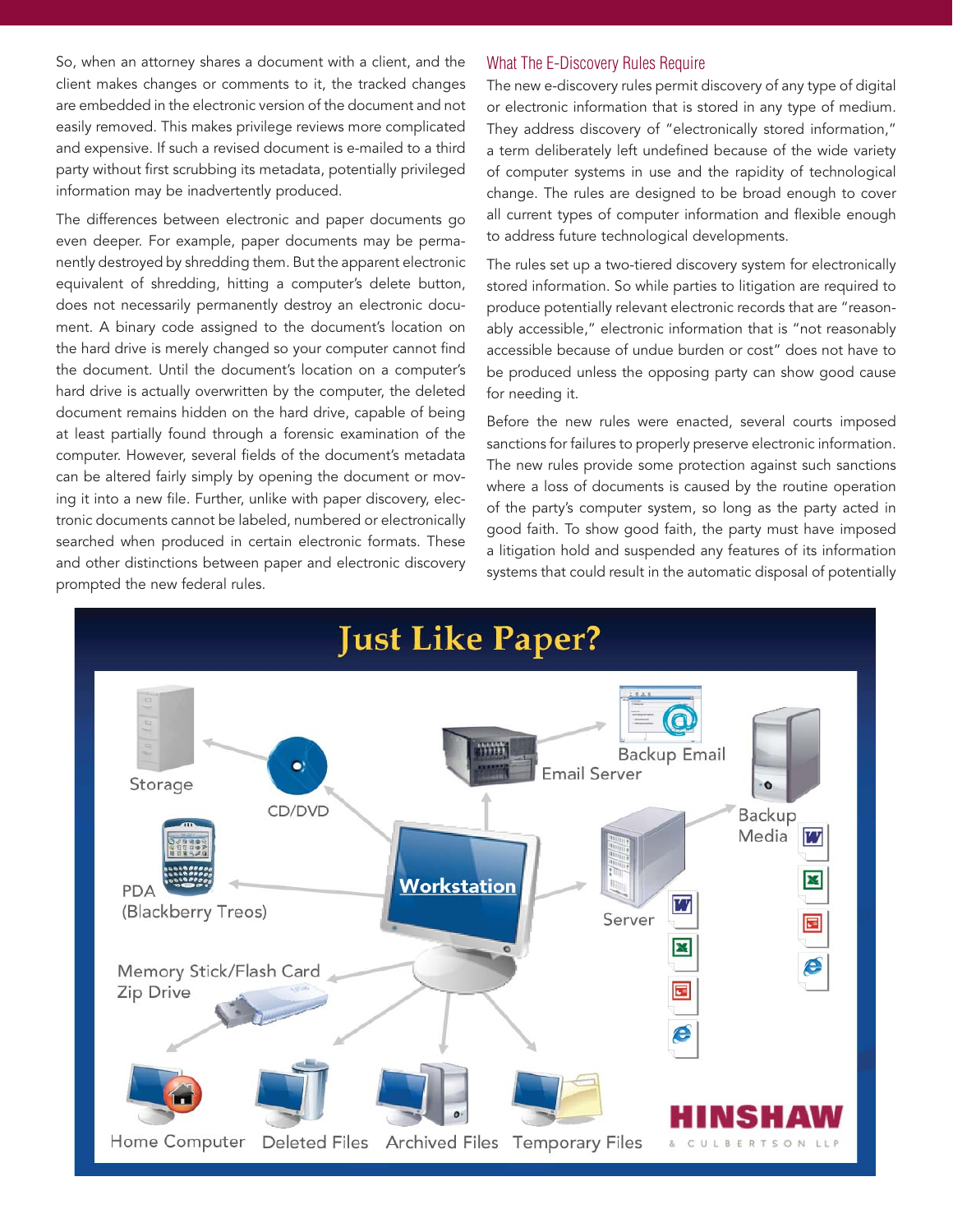So, when an attorney shares a document with a client, and the client makes changes or comments to it, the tracked changes are embedded in the electronic version of the document and not easily removed. This makes privilege reviews more complicated and expensive. If such a revised document is e-mailed to a third party without first scrubbing its metadata, potentially privileged information may be inadvertently produced.

The differences between electronic and paper documents go even deeper. For example, paper documents may be permanently destroyed by shredding them. But the apparent electronic equivalent of shredding, hitting a computer's delete button, does not necessarily permanently destroy an electronic document. A binary code assigned to the document's location on the hard drive is merely changed so your computer cannot find the document. Until the document's location on a computer's hard drive is actually overwritten by the computer, the deleted document remains hidden on the hard drive, capable of being at least partially found through a forensic examination of the computer. However, several fields of the document's metadata can be altered fairly simply by opening the document or moving it into a new file. Further, unlike with paper discovery, electronic documents cannot be labeled, numbered or electronically searched when produced in certain electronic formats. These and other distinctions between paper and electronic discovery prompted the new federal rules.

## What The E-Discovery Rules Require

The new e-discovery rules permit discovery of any type of digital or electronic information that is stored in any type of medium. They address discovery of "electronically stored information," a term deliberately left undefined because of the wide variety of computer systems in use and the rapidity of technological change. The rules are designed to be broad enough to cover all current types of computer information and flexible enough to address future technological developments.

The rules set up a two-tiered discovery system for electronically stored information. So while parties to litigation are required to produce potentially relevant electronic records that are "reasonably accessible," electronic information that is "not reasonably accessible because of undue burden or cost" does not have to be produced unless the opposing party can show good cause for needing it.

Before the new rules were enacted, several courts imposed sanctions for failures to properly preserve electronic information. The new rules provide some protection against such sanctions where a loss of documents is caused by the routine operation of the party's computer system, so long as the party acted in good faith. To show good faith, the party must have imposed a litigation hold and suspended any features of its information systems that could result in the automatic disposal of potentially

## Just Like Paper?

Storage · CD/DVD · Email Server · Backup Email · Backup Media · PDA (Blackberry Treos) · Workstation · Server · Memory Stick/Flash Card Zip Drive · Home Computer · Deleted Files · Archived Files · Temporary Files

HINSHAW & CULBERTSON LLP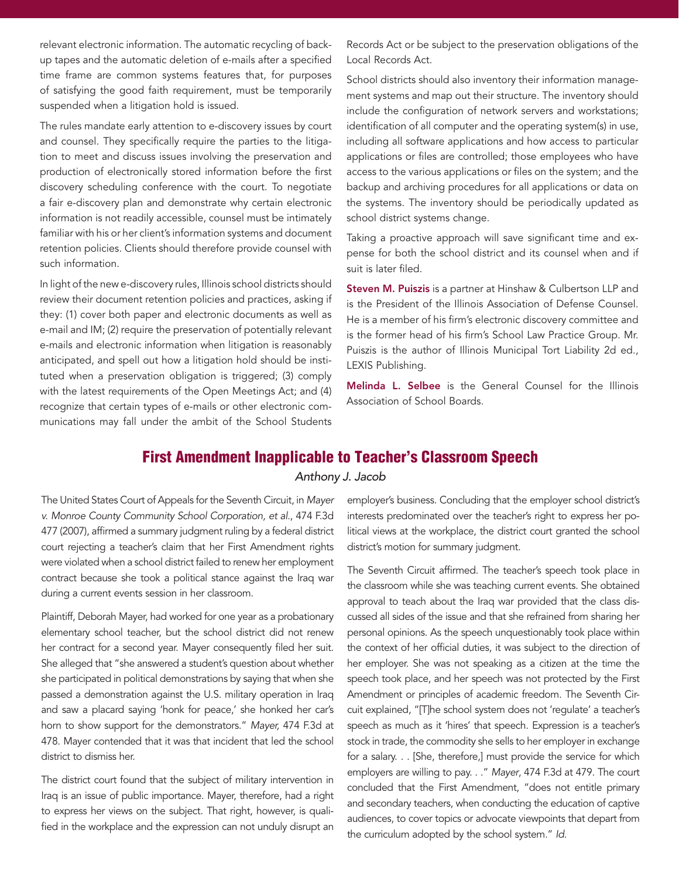relevant electronic information. The automatic recycling of back-up tapes and the automatic deletion of e-mails after a specified time frame are common systems features that, for purposes of satisfying the good faith requirement, must be temporarily suspended when a litigation hold is issued.

The rules mandate early attention to e-discovery issues by court and counsel. They specifically require the parties to the litigation to meet and discuss issues involving the preservation and production of electronically stored information before the first discovery scheduling conference with the court. To negotiate a fair e-discovery plan and demonstrate why certain electronic information is not readily accessible, counsel must be intimately familiar with his or her client's information systems and document retention policies. Clients should therefore provide counsel with such information.

In light of the new e-discovery rules, Illinois school districts should review their document retention policies and practices, asking if they: (1) cover both paper and electronic documents as well as e-mail and IM; (2) require the preservation of potentially relevant e-mails and electronic information when litigation is reasonably anticipated, and spell out how a litigation hold should be instituted when a preservation obligation is triggered; (3) comply with the latest requirements of the Open Meetings Act; and (4) recognize that certain types of e-mails or other electronic communications may fall under the ambit of the School Students Records Act or be subject to the preservation obligations of the Local Records Act.

School districts should also inventory their information management systems and map out their structure. The inventory should include the configuration of network servers and workstations; identification of all computer and the operating system(s) in use, including all software applications and how access to particular applications or files are controlled; those employees who have access to the various applications or files on the system; and the backup and archiving procedures for all applications or data on the systems. The inventory should be periodically updated as school district systems change.

Taking a proactive approach will save significant time and expense for both the school district and its counsel when and if suit is later filed.

**Steven M. Puiszis** is a partner at Hinshaw & Culbertson LLP and is the President of the Illinois Association of Defense Counsel. He is a member of his firm's electronic discovery committee and is the former head of his firm's School Law Practice Group. Mr. Puiszis is the author of Illinois Municipal Tort Liability 2d ed., LEXIS Publishing.

**Melinda L. Selbee** is the General Counsel for the Illinois Association of School Boards.

## First Amendment Inapplicable to Teacher's Classroom Speech

*Anthony J. Jacob*

The United States Court of Appeals for the Seventh Circuit, in *Mayer v. Monroe County Community School Corporation, et al.*, 474 F.3d 477 (2007), affirmed a summary judgment ruling by a federal district court rejecting a teacher's claim that her First Amendment rights were violated when a school district failed to renew her employment contract because she took a political stance against the Iraq war during a current events session in her classroom.

Plaintiff, Deborah Mayer, had worked for one year as a probationary elementary school teacher, but the school district did not renew her contract for a second year. Mayer consequently filed her suit. She alleged that "she answered a student's question about whether she participated in political demonstrations by saying that when she passed a demonstration against the U.S. military operation in Iraq and saw a placard saying 'honk for peace,' she honked her car's horn to show support for the demonstrators." *Mayer,* 474 F.3d at 478. Mayer contended that it was that incident that led the school district to dismiss her.

The district court found that the subject of military intervention in Iraq is an issue of public importance. Mayer, therefore, had a right to express her views on the subject. That right, however, is qualified in the workplace and the expression can not unduly disrupt an employer's business. Concluding that the employer school district's interests predominated over the teacher's right to express her political views at the workplace, the district court granted the school district's motion for summary judgment.

The Seventh Circuit affirmed. The teacher's speech took place in the classroom while she was teaching current events. She obtained approval to teach about the Iraq war provided that the class discussed all sides of the issue and that she refrained from sharing her personal opinions. As the speech unquestionably took place within the context of her official duties, it was subject to the direction of her employer. She was not speaking as a citizen at the time the speech took place, and her speech was not protected by the First Amendment or principles of academic freedom. The Seventh Circuit explained, "[T]he school system does not 'regulate' a teacher's speech as much as it 'hires' that speech. Expression is a teacher's stock in trade, the commodity she sells to her employer in exchange for a salary. . . [She, therefore,] must provide the service for which employers are willing to pay. . ." *Mayer*, 474 F.3d at 479. The court concluded that the First Amendment, "does not entitle primary and secondary teachers, when conducting the education of captive audiences, to cover topics or advocate viewpoints that depart from the curriculum adopted by the school system." *Id.*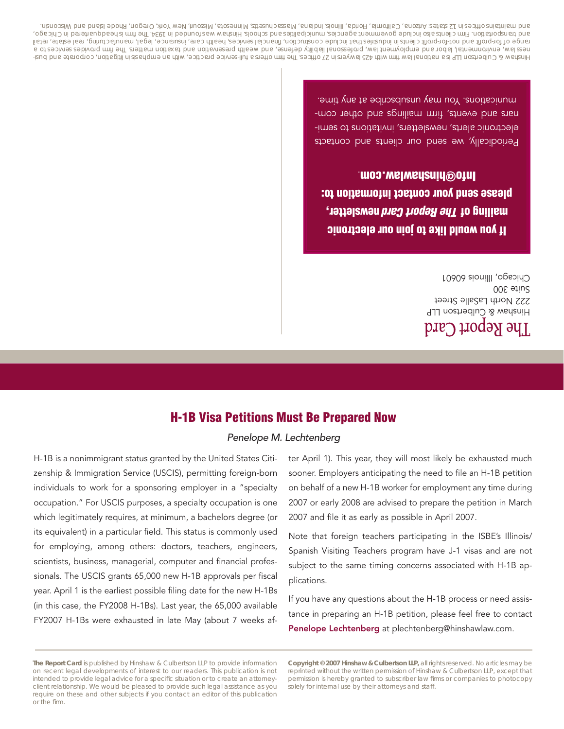Hinshaw & Culbertson LLP is a national law firm with 425 lawyers in 27 offices. The firm offers a full-service practice, with an emphasis in litigation, corporate and business law, environmental, labor and employment law, professional liability defense, and wealth preservation and taxation matters. The firm provides services to a range of for-profit and not-for-profit clients in industries that include construction, financial services, health care, insurance, legal, manufacturing, real estate, retail and transportation. Firm clients also include government agencies, municipalities and schools. Hinshaw was founded in 1934. The firm is headquartered in Chicago, and maintains offices in 12 states: Arizona, California, Florida, Illinois, Indiana, Massachusetts, Minnesota, Missouri, New York, Oregon, Rhode Island and Wisconsin.

**If you would like to join our electronic mailing of *The Report Card* newsletter, please send your contact information to: info@hinshawlaw.com.**

Periodically, we send our clients and contacts electronic alerts, newsletters, invitations to seminars and events, firm mailings and other communications. You may unsubscribe at any time.

The Report Card
Hinshaw & Culbertson LLP
222 North LaSalle Street
Suite 300
Chicago, Illinois 60601

## H-1B Visa Petitions Must Be Prepared Now

*Penelope M. Lechtenberg*

H-1B is a nonimmigrant status granted by the United States Citizenship & Immigration Service (USCIS), permitting foreign-born individuals to work for a sponsoring employer in a "specialty occupation." For USCIS purposes, a specialty occupation is one which legitimately requires, at minimum, a bachelors degree (or its equivalent) in a particular field. This status is commonly used for employing, among others: doctors, teachers, engineers, scientists, business, managerial, computer and financial professionals. The USCIS grants 65,000 new H-1B approvals per fiscal year. April 1 is the earliest possible filing date for the new H-1Bs (in this case, the FY2008 H-1Bs). Last year, the 65,000 available FY2007 H-1Bs were exhausted in late May (about 7 weeks after April 1). This year, they will most likely be exhausted much sooner. Employers anticipating the need to file an H-1B petition on behalf of a new H-1B worker for employment any time during 2007 or early 2008 are advised to prepare the petition in March 2007 and file it as early as possible in April 2007.

Note that foreign teachers participating in the ISBE's Illinois/Spanish Visiting Teachers program have J-1 visas and are not subject to the same timing concerns associated with H-1B applications.

If you have any questions about the H-1B process or need assistance in preparing an H-1B petition, please feel free to contact **Penelope Lechtenberg** at plechtenberg@hinshawlaw.com.

**The Report Card** is published by Hinshaw & Culbertson LLP to provide information on recent legal developments of interest to our readers. This publication is not intended to provide legal advice for a specific situation or to create an attorney-client relationship. We would be pleased to provide such legal assistance as you require on these and other subjects if you contact an editor of this publication or the firm.

**Copyright © 2007 Hinshaw & Culbertson LLP,** all rights reserved. No articles may be reprinted without the written permission of Hinshaw & Culbertson LLP, except that permission is hereby granted to subscriber law firms or companies to photocopy solely for internal use by their attorneys and staff.